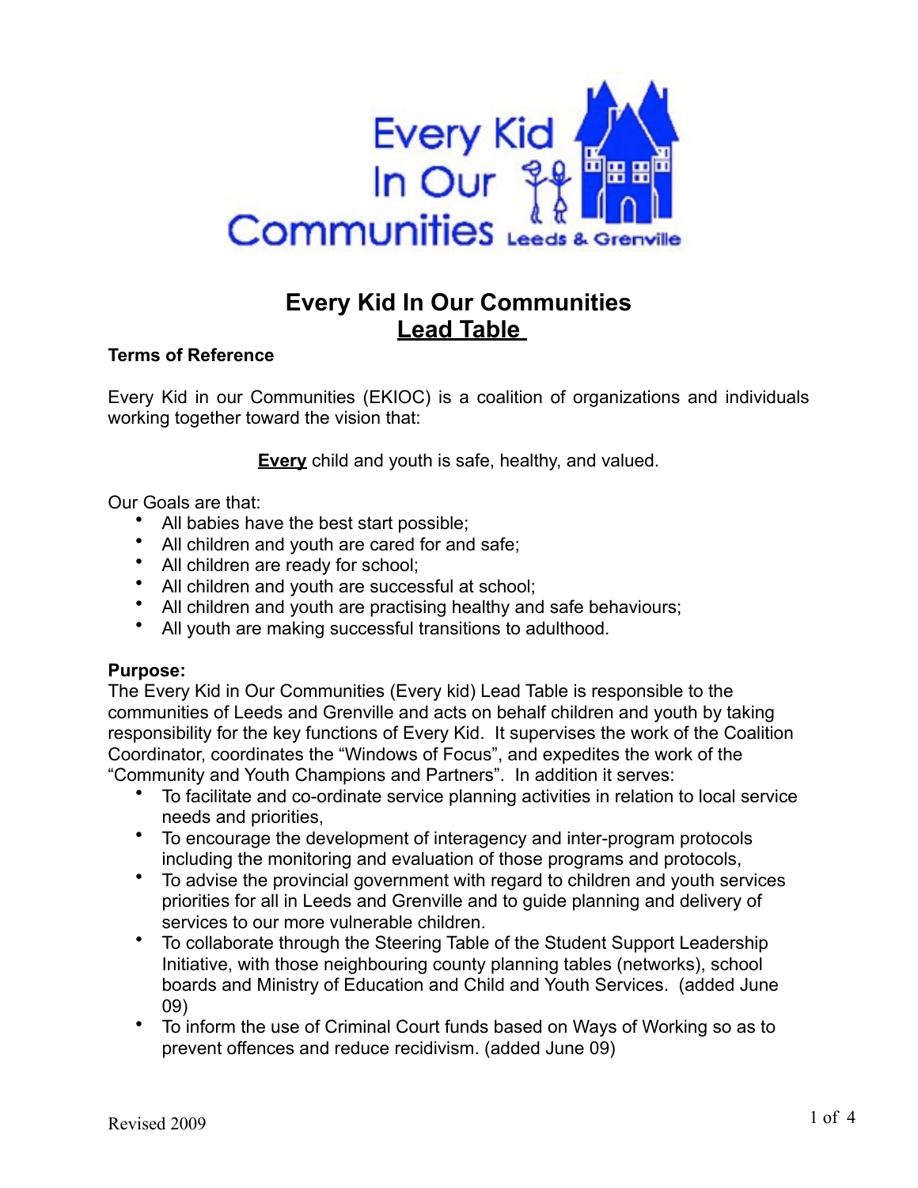# Every Kid In Our Communities
## Lead Table

**Terms of Reference**

Every Kid in our Communities (EKIOC) is a coalition of organizations and individuals working together toward the vision that:

**Every** child and youth is safe, healthy, and valued.

Our Goals are that:

- All babies have the best start possible;
- All children and youth are cared for and safe;
- All children are ready for school;
- All children and youth are successful at school;
- All children and youth are practising healthy and safe behaviours;
- All youth are making successful transitions to adulthood.

**Purpose:**
The Every Kid in Our Communities (Every kid) Lead Table is responsible to the communities of Leeds and Grenville and acts on behalf children and youth by taking responsibility for the key functions of Every Kid. It supervises the work of the Coalition Coordinator, coordinates the "Windows of Focus", and expedites the work of the "Community and Youth Champions and Partners". In addition it serves:

- To facilitate and co-ordinate service planning activities in relation to local service needs and priorities,
- To encourage the development of interagency and inter-program protocols including the monitoring and evaluation of those programs and protocols,
- To advise the provincial government with regard to children and youth services priorities for all in Leeds and Grenville and to guide planning and delivery of services to our more vulnerable children.
- To collaborate through the Steering Table of the Student Support Leadership Initiative, with those neighbouring county planning tables (networks), school boards and Ministry of Education and Child and Youth Services. (added June 09)
- To inform the use of Criminal Court funds based on Ways of Working so as to prevent offences and reduce recidivism. (added June 09)

Revised 2009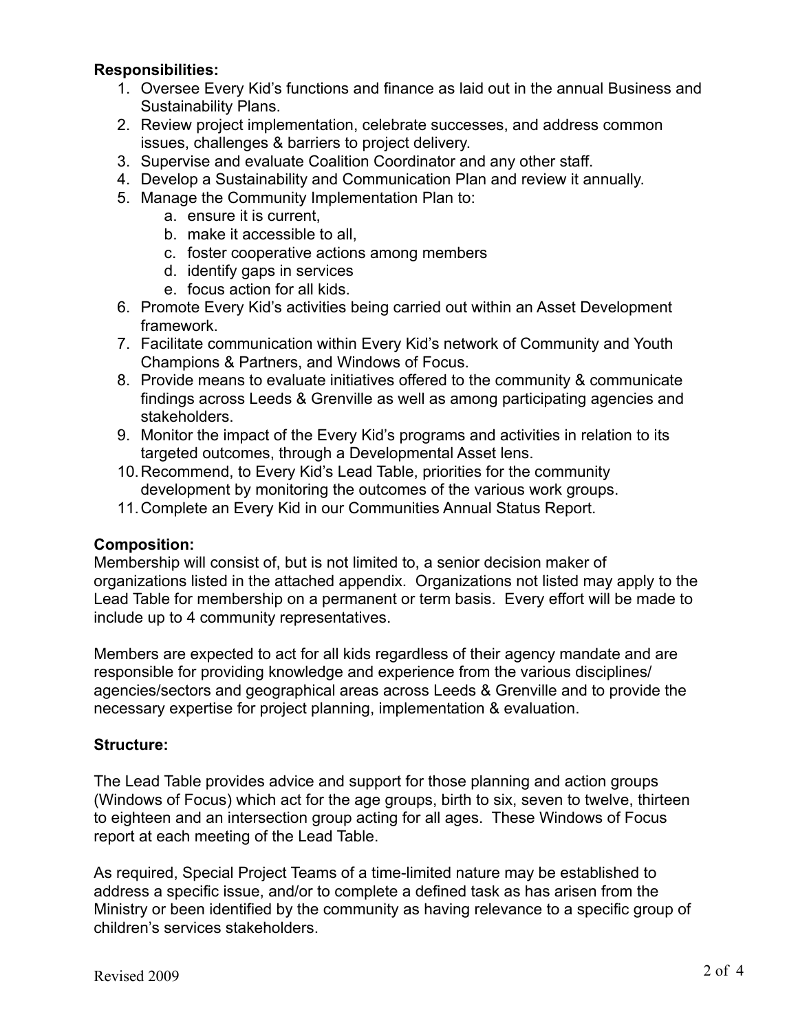**Responsibilities:**

1. Oversee Every Kid's functions and finance as laid out in the annual Business and Sustainability Plans.
2. Review project implementation, celebrate successes, and address common issues, challenges & barriers to project delivery.
3. Supervise and evaluate Coalition Coordinator and any other staff.
4. Develop a Sustainability and Communication Plan and review it annually.
5. Manage the Community Implementation Plan to:
    a. ensure it is current,
    b. make it accessible to all,
    c. foster cooperative actions among members
    d. identify gaps in services
    e. focus action for all kids.
6. Promote Every Kid's activities being carried out within an Asset Development framework.
7. Facilitate communication within Every Kid's network of Community and Youth Champions & Partners, and Windows of Focus.
8. Provide means to evaluate initiatives offered to the community & communicate findings across Leeds & Grenville as well as among participating agencies and stakeholders.
9. Monitor the impact of the Every Kid's programs and activities in relation to its targeted outcomes, through a Developmental Asset lens.
10. Recommend, to Every Kid's Lead Table, priorities for the community development by monitoring the outcomes of the various work groups.
11. Complete an Every Kid in our Communities Annual Status Report.

**Composition:**

Membership will consist of, but is not limited to, a senior decision maker of organizations listed in the attached appendix. Organizations not listed may apply to the Lead Table for membership on a permanent or term basis. Every effort will be made to include up to 4 community representatives.

Members are expected to act for all kids regardless of their agency mandate and are responsible for providing knowledge and experience from the various disciplines/ agencies/sectors and geographical areas across Leeds & Grenville and to provide the necessary expertise for project planning, implementation & evaluation.

**Structure:**

The Lead Table provides advice and support for those planning and action groups (Windows of Focus) which act for the age groups, birth to six, seven to twelve, thirteen to eighteen and an intersection group acting for all ages. These Windows of Focus report at each meeting of the Lead Table.

As required, Special Project Teams of a time-limited nature may be established to address a specific issue, and/or to complete a defined task as has arisen from the Ministry or been identified by the community as having relevance to a specific group of children's services stakeholders.

Revised 2009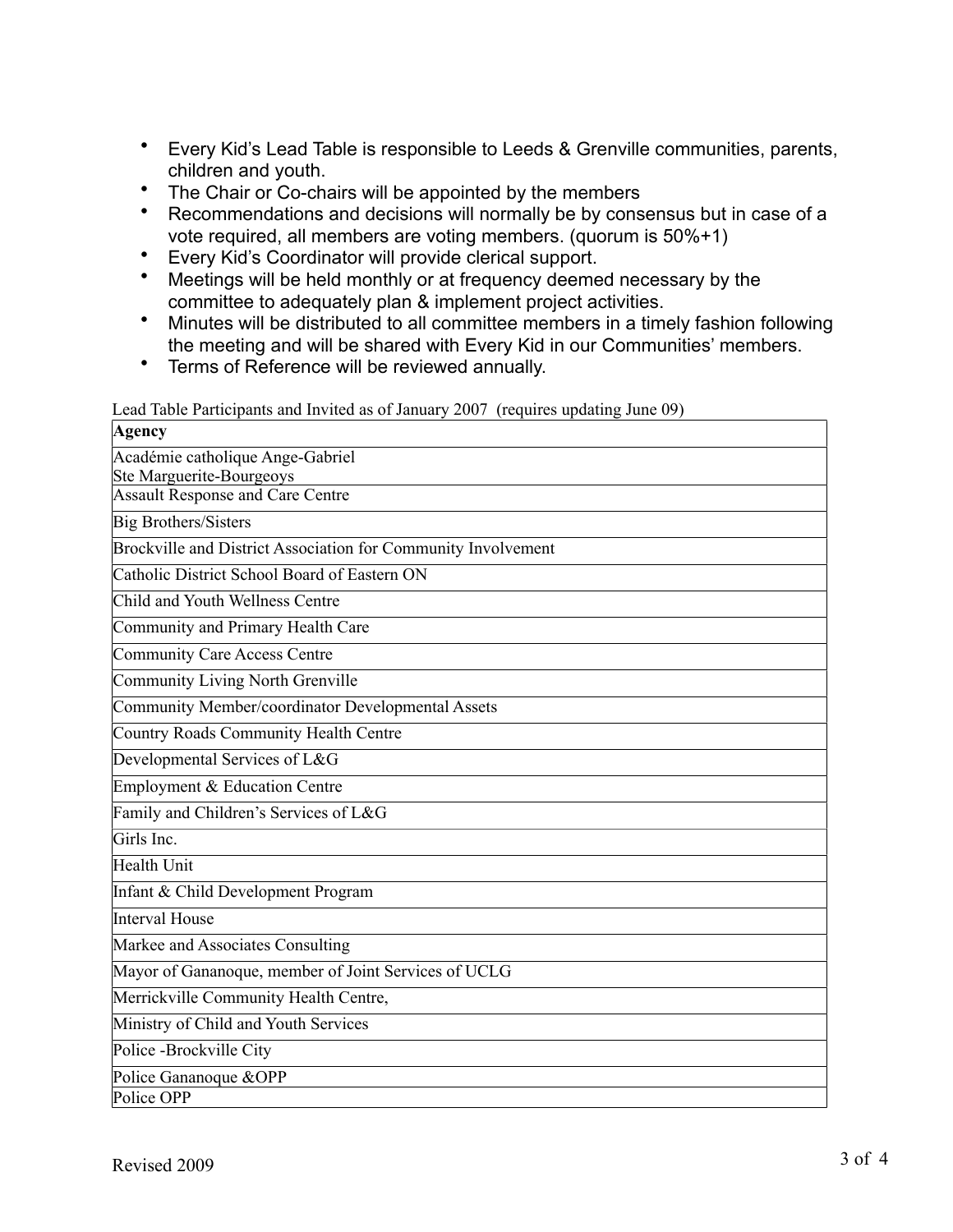- Every Kid's Lead Table is responsible to Leeds & Grenville communities, parents, children and youth.
- The Chair or Co-chairs will be appointed by the members
- Recommendations and decisions will normally be by consensus but in case of a vote required, all members are voting members. (quorum is 50%+1)
- Every Kid's Coordinator will provide clerical support.
- Meetings will be held monthly or at frequency deemed necessary by the committee to adequately plan & implement project activities.
- Minutes will be distributed to all committee members in a timely fashion following the meeting and will be shared with Every Kid in our Communities' members.
- Terms of Reference will be reviewed annually.

Lead Table Participants and Invited as of January 2007 (requires updating June 09)

| **Agency** |
|---|
| Académie catholique Ange-Gabriel<br>Ste Marguerite-Bourgeoys |
| Assault Response and Care Centre |
| Big Brothers/Sisters |
| Brockville and District Association for Community Involvement |
| Catholic District School Board of Eastern ON |
| Child and Youth Wellness Centre |
| Community and Primary Health Care |
| Community Care Access Centre |
| Community Living North Grenville |
| Community Member/coordinator Developmental Assets |
| Country Roads Community Health Centre |
| Developmental Services of L&G |
| Employment & Education Centre |
| Family and Children's Services of L&G |
| Girls Inc. |
| Health Unit |
| Infant & Child Development Program |
| Interval House |
| Markee and Associates Consulting |
| Mayor of Gananoque, member of Joint Services of UCLG |
| Merrickville Community Health Centre, |
| Ministry of Child and Youth Services |
| Police -Brockville City |
| Police Gananoque &OPP |
| Police OPP |

Revised 2009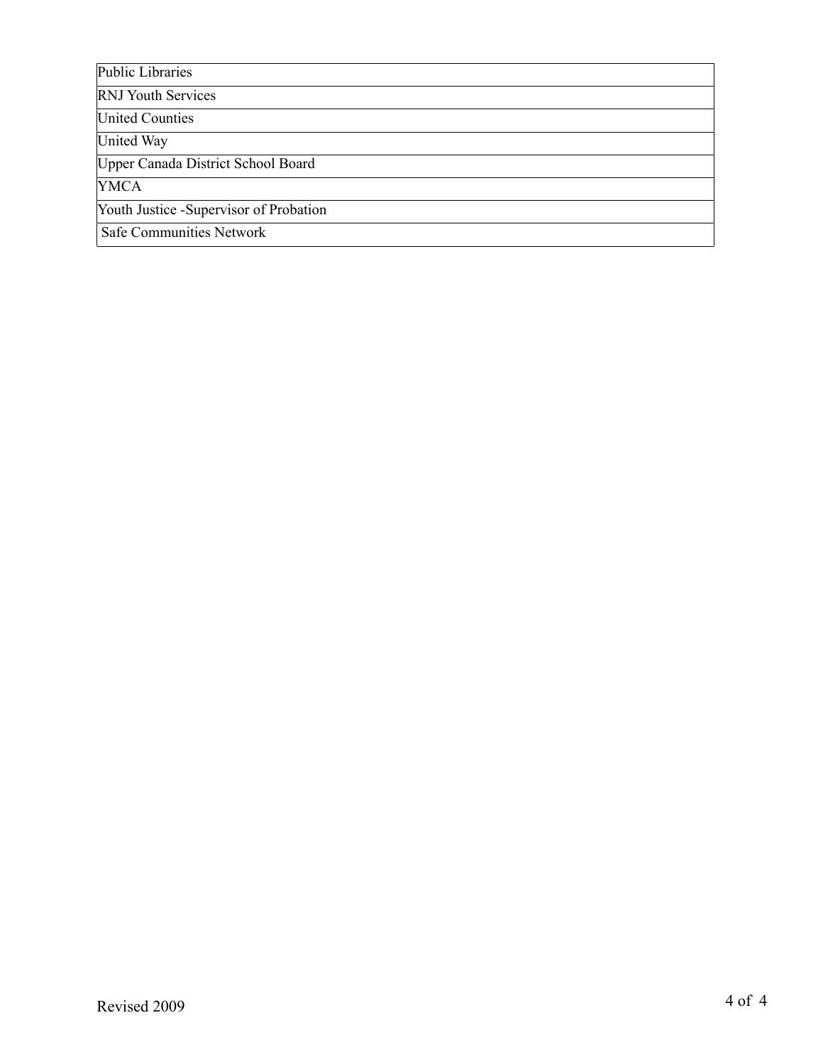| |
|---|
| Public Libraries |
| RNJ Youth Services |
| United Counties |
| United Way |
| Upper Canada District School Board |
| YMCA |
| Youth Justice -Supervisor of Probation |
| Safe Communities Network |

Revised 2009